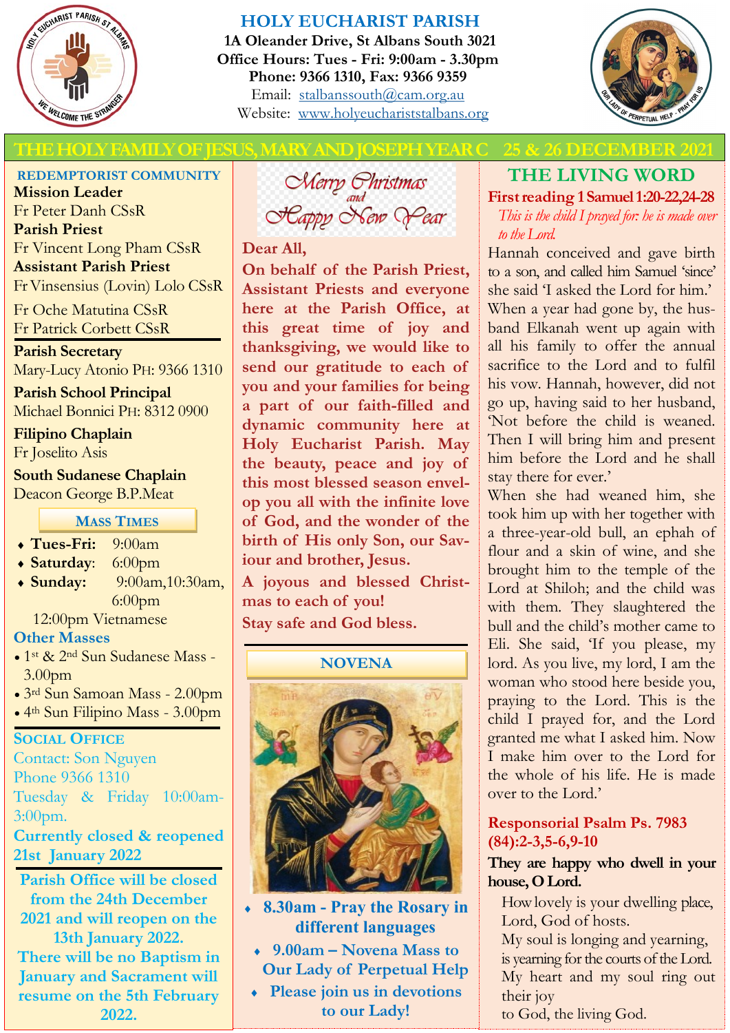# HOLY EUCHARIST PARISH

**1A Oleander Drive, St Albans South 3021**
**Office Hours: Tues - Fri: 9:00am - 3.30pm**
**Phone: 9366 1310, Fax: 9366 9359**
Email: stalbanssouth@cam.org.au
Website: www.holyeucharistetalbans.org

## THE HOLY FAMILY OF JESUS, MARY AND JOSEPH YEAR C 25 & 26 DECEMBER 2021

### REDEMPTORIST COMMUNITY

**Mission Leader**
Fr Peter Danh CSsR

**Parish Priest**
Fr Vincent Long Pham CSsR

**Assistant Parish Priest**
Fr Vinsensius (Lovin) Lolo CSsR

Fr Oche Matutina CSsR
Fr Patrick Corbett CSsR

**Parish Secretary**
Mary-Lucy Atonio PH: 9366 1310

**Parish School Principal**
Michael Bonnici PH: 8312 0900

**Filipino Chaplain**
Fr Joselito Asis

**South Sudanese Chaplain**
Deacon George B.P.Meat

### MASS TIMES

- **Tues-Fri:** 9:00am
- **Saturday**: 6:00pm
- **Sunday:** 9:00am,10:30am, 6:00pm

12:00pm Vietnamese

**Other Masses**

- 1st & 2nd Sun Sudanese Mass - 3.00pm
- 3rd Sun Samoan Mass - 2.00pm
- 4th Sun Filipino Mass - 3.00pm

### SOCIAL OFFICE

Contact: Son Nguyen
Phone 9366 1310
Tuesday & Friday 10:00am-3:00pm.

**Currently closed & reopened 21st January 2022**

**Parish Office will be closed from the 24th December 2021 and will reopen on the 13th January 2022. There will be no Baptism in January and Sacrament will resume on the 5th February 2022.**

*Merry Christmas and Happy New Year*

**Dear All,**

**On behalf of the Parish Priest, Assistant Priests and everyone here at the Parish Office, at this great time of joy and thanksgiving, we would like to send our gratitude to each of you and your families for being a part of our faith-filled and dynamic community here at Holy Eucharist Parish. May the beauty, peace and joy of this most blessed season envelop you all with the infinite love of God, and the wonder of the birth of His only Son, our Saviour and brother, Jesus.**

**A joyous and blessed Christmas to each of you!**

**Stay safe and God bless.**

### NOVENA

- **8.30am - Pray the Rosary in different languages**
- **9.00am – Novena Mass to Our Lady of Perpetual Help**
- **Please join us in devotions to our Lady!**

## THE LIVING WORD

### First reading 1 Samuel 1:20-22,24-28

*This is the child I prayed for: he is made over to the Lord.*

Hannah conceived and gave birth to a son, and called him Samuel 'since' she said 'I asked the Lord for him.' When a year had gone by, the husband Elkanah went up again with all his family to offer the annual sacrifice to the Lord and to fulfil his vow. Hannah, however, did not go up, having said to her husband, 'Not before the child is weaned. Then I will bring him and present him before the Lord and he shall stay there for ever.'

When she had weaned him, she took him up with her together with a three-year-old bull, an ephah of flour and a skin of wine, and she brought him to the temple of the Lord at Shiloh; and the child was with them. They slaughtered the bull and the child's mother came to Eli. She said, 'If you please, my lord. As you live, my lord, I am the woman who stood here beside you, praying to the Lord. This is the child I prayed for, and the Lord granted me what I asked him. Now I make him over to the Lord for the whole of his life. He is made over to the Lord.'

### Responsorial Psalm Ps. 7983 (84):2-3,5-6,9-10

**They are happy who dwell in your house, O Lord.**

How lovely is your dwelling place,
Lord, God of hosts.
My soul is longing and yearning,
is yearning for the courts of the Lord.
My heart and my soul ring out their joy
to God, the living God.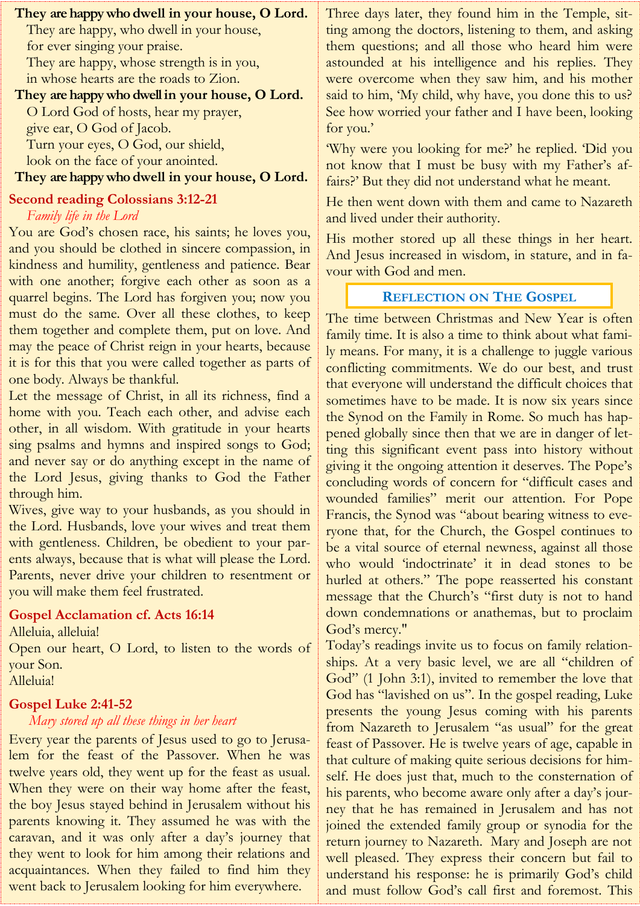**They are happy who dwell in your house, O Lord.**

They are happy, who dwell in your house,
for ever singing your praise.
They are happy, whose strength is in you,
in whose hearts are the roads to Zion.

**They are happy who dwell in your house, O Lord.**

O Lord God of hosts, hear my prayer,
give ear, O God of Jacob.
Turn your eyes, O God, our shield,
look on the face of your anointed.

**They are happy who dwell in your house, O Lord.**

## Second reading Colossians 3:12-21

*Family life in the Lord*

You are God's chosen race, his saints; he loves you, and you should be clothed in sincere compassion, in kindness and humility, gentleness and patience. Bear with one another; forgive each other as soon as a quarrel begins. The Lord has forgiven you; now you must do the same. Over all these clothes, to keep them together and complete them, put on love. And may the peace of Christ reign in your hearts, because it is for this that you were called together as parts of one body. Always be thankful.

Let the message of Christ, in all its richness, find a home with you. Teach each other, and advise each other, in all wisdom. With gratitude in your hearts sing psalms and hymns and inspired songs to God; and never say or do anything except in the name of the Lord Jesus, giving thanks to God the Father through him.

Wives, give way to your husbands, as you should in the Lord. Husbands, love your wives and treat them with gentleness. Children, be obedient to your parents always, because that is what will please the Lord. Parents, never drive your children to resentment or you will make them feel frustrated.

## Gospel Acclamation cf. Acts 16:14

Alleluia, alleluia!
Open our heart, O Lord, to listen to the words of your Son.
Alleluia!

## Gospel Luke 2:41-52

*Mary stored up all these things in her heart*

Every year the parents of Jesus used to go to Jerusalem for the feast of the Passover. When he was twelve years old, they went up for the feast as usual. When they were on their way home after the feast, the boy Jesus stayed behind in Jerusalem without his parents knowing it. They assumed he was with the caravan, and it was only after a day's journey that they went to look for him among their relations and acquaintances. When they failed to find him they went back to Jerusalem looking for him everywhere.

Three days later, they found him in the Temple, sitting among the doctors, listening to them, and asking them questions; and all those who heard him were astounded at his intelligence and his replies. They were overcome when they saw him, and his mother said to him, 'My child, why have, you done this to us? See how worried your father and I have been, looking for you.'

'Why were you looking for me?' he replied. 'Did you not know that I must be busy with my Father's affairs?' But they did not understand what he meant.

He then went down with them and came to Nazareth and lived under their authority.

His mother stored up all these things in her heart. And Jesus increased in wisdom, in stature, and in favour with God and men.

## Reflection on The Gospel

The time between Christmas and New Year is often family time. It is also a time to think about what family means. For many, it is a challenge to juggle various conflicting commitments. We do our best, and trust that everyone will understand the difficult choices that sometimes have to be made. It is now six years since the Synod on the Family in Rome. So much has happened globally since then that we are in danger of letting this significant event pass into history without giving it the ongoing attention it deserves. The Pope's concluding words of concern for "difficult cases and wounded families" merit our attention. For Pope Francis, the Synod was "about bearing witness to everyone that, for the Church, the Gospel continues to be a vital source of eternal newness, against all those who would 'indoctrinate' it in dead stones to be hurled at others." The pope reasserted his constant message that the Church's "first duty is not to hand down condemnations or anathemas, but to proclaim God's mercy."

Today's readings invite us to focus on family relationships. At a very basic level, we are all "children of God" (1 John 3:1), invited to remember the love that God has "lavished on us". In the gospel reading, Luke presents the young Jesus coming with his parents from Nazareth to Jerusalem "as usual" for the great feast of Passover. He is twelve years of age, capable in that culture of making quite serious decisions for himself. He does just that, much to the consternation of his parents, who become aware only after a day's journey that he has remained in Jerusalem and has not joined the extended family group or synodia for the return journey to Nazareth. Mary and Joseph are not well pleased. They express their concern but fail to understand his response: he is primarily God's child and must follow God's call first and foremost. This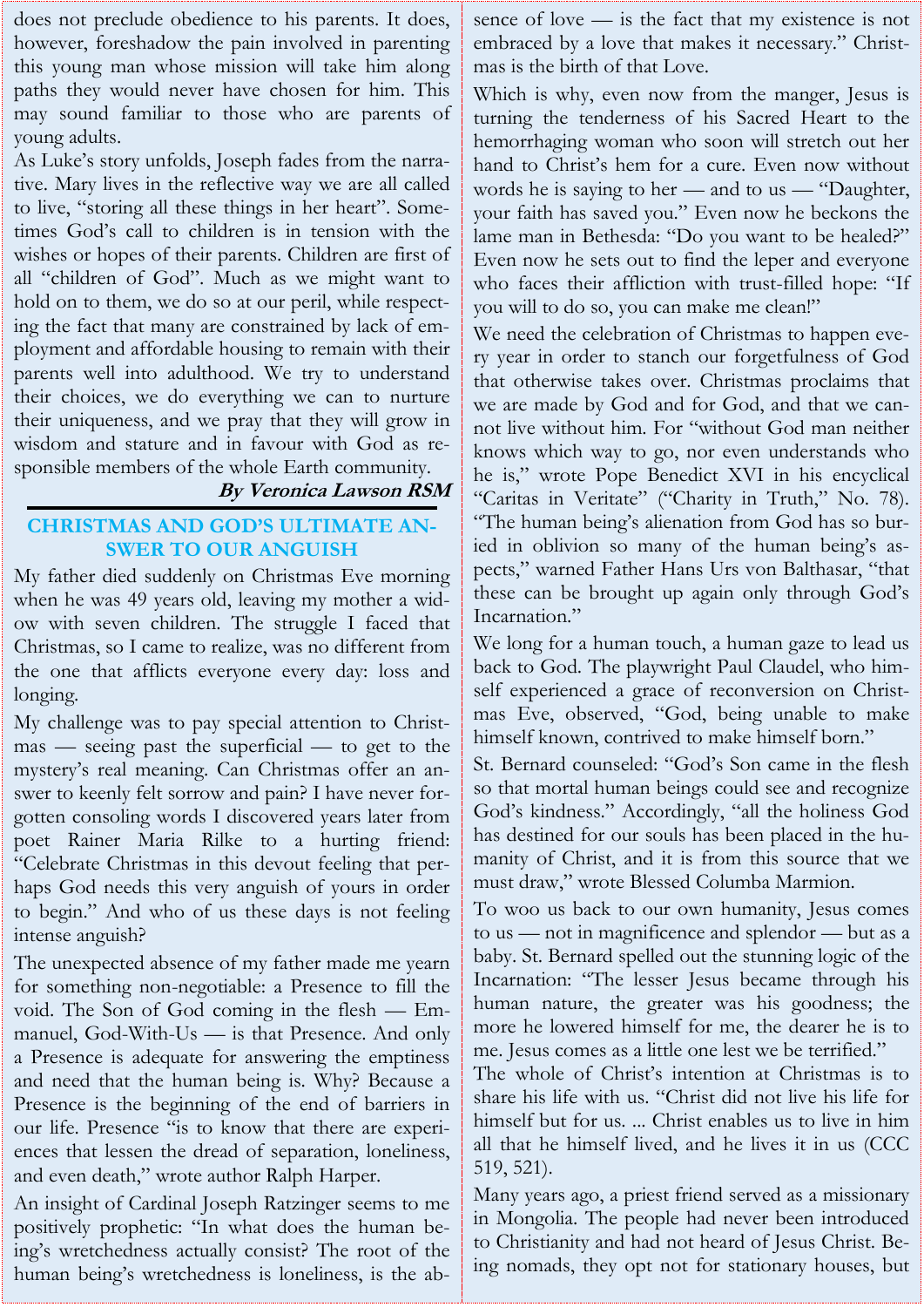does not preclude obedience to his parents. It does, however, foreshadow the pain involved in parenting this young man whose mission will take him along paths they would never have chosen for him. This may sound familiar to those who are parents of young adults.

As Luke's story unfolds, Joseph fades from the narrative. Mary lives in the reflective way we are all called to live, "storing all these things in her heart". Sometimes God's call to children is in tension with the wishes or hopes of their parents. Children are first of all "children of God". Much as we might want to hold on to them, we do so at our peril, while respecting the fact that many are constrained by lack of employment and affordable housing to remain with their parents well into adulthood. We try to understand their choices, we do everything we can to nurture their uniqueness, and we pray that they will grow in wisdom and stature and in favour with God as responsible members of the whole Earth community.

***By Veronica Lawson RSM***

## CHRISTMAS AND GOD'S ULTIMATE ANSWER TO OUR ANGUISH

My father died suddenly on Christmas Eve morning when he was 49 years old, leaving my mother a widow with seven children. The struggle I faced that Christmas, so I came to realize, was no different from the one that afflicts everyone every day: loss and longing.

My challenge was to pay special attention to Christmas — seeing past the superficial — to get to the mystery's real meaning. Can Christmas offer an answer to keenly felt sorrow and pain? I have never forgotten consoling words I discovered years later from poet Rainer Maria Rilke to a hurting friend: "Celebrate Christmas in this devout feeling that perhaps God needs this very anguish of yours in order to begin." And who of us these days is not feeling intense anguish?

The unexpected absence of my father made me yearn for something non-negotiable: a Presence to fill the void. The Son of God coming in the flesh — Emmanuel, God-With-Us — is that Presence. And only a Presence is adequate for answering the emptiness and need that the human being is. Why? Because a Presence is the beginning of the end of barriers in our life. Presence "is to know that there are experiences that lessen the dread of separation, loneliness, and even death," wrote author Ralph Harper.

An insight of Cardinal Joseph Ratzinger seems to me positively prophetic: "In what does the human being's wretchedness actually consist? The root of the human being's wretchedness is loneliness, is the absence of love — is the fact that my existence is not embraced by a love that makes it necessary." Christmas is the birth of that Love.

Which is why, even now from the manger, Jesus is turning the tenderness of his Sacred Heart to the hemorrhaging woman who soon will stretch out her hand to Christ's hem for a cure. Even now without words he is saying to her — and to us — "Daughter, your faith has saved you." Even now he beckons the lame man in Bethesda: "Do you want to be healed?" Even now he sets out to find the leper and everyone who faces their affliction with trust-filled hope: "If you will to do so, you can make me clean!"

We need the celebration of Christmas to happen every year in order to stanch our forgetfulness of God that otherwise takes over. Christmas proclaims that we are made by God and for God, and that we cannot live without him. For "without God man neither knows which way to go, nor even understands who he is," wrote Pope Benedict XVI in his encyclical "Caritas in Veritate" ("Charity in Truth," No. 78). "The human being's alienation from God has so buried in oblivion so many of the human being's aspects," warned Father Hans Urs von Balthasar, "that these can be brought up again only through God's Incarnation."

We long for a human touch, a human gaze to lead us back to God. The playwright Paul Claudel, who himself experienced a grace of reconversion on Christmas Eve, observed, "God, being unable to make himself known, contrived to make himself born."

St. Bernard counseled: "God's Son came in the flesh so that mortal human beings could see and recognize God's kindness." Accordingly, "all the holiness God has destined for our souls has been placed in the humanity of Christ, and it is from this source that we must draw," wrote Blessed Columba Marmion.

To woo us back to our own humanity, Jesus comes to us — not in magnificence and splendor — but as a baby. St. Bernard spelled out the stunning logic of the Incarnation: "The lesser Jesus became through his human nature, the greater was his goodness; the more he lowered himself for me, the dearer he is to me. Jesus comes as a little one lest we be terrified."

The whole of Christ's intention at Christmas is to share his life with us. "Christ did not live his life for himself but for us. ... Christ enables us to live in him all that he himself lived, and he lives it in us (CCC 519, 521).

Many years ago, a priest friend served as a missionary in Mongolia. The people had never been introduced to Christianity and had not heard of Jesus Christ. Being nomads, they opt not for stationary houses, but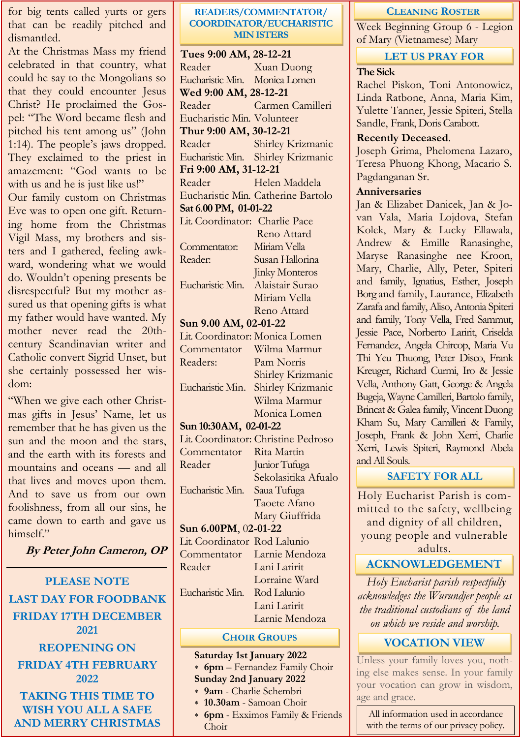for big tents called yurts or gers that can be readily pitched and dismantled.

At the Christmas Mass my friend celebrated in that country, what could he say to the Mongolians so that they could encounter Jesus Christ? He proclaimed the Gospel: "The Word became flesh and pitched his tent among us" (John 1:14). The people's jaws dropped. They exclaimed to the priest in amazement: "God wants to be with us and he is just like us!"

Our family custom on Christmas Eve was to open one gift. Returning home from the Christmas Vigil Mass, my brothers and sisters and I gathered, feeling awkward, wondering what we would do. Wouldn't opening presents be disrespectful? But my mother assured us that opening gifts is what my father would have wanted. My mother never read the 20th-century Scandinavian writer and Catholic convert Sigrid Unset, but she certainly possessed her wisdom:

"When we give each other Christmas gifts in Jesus' Name, let us remember that he has given us the sun and the moon and the stars, and the earth with its forests and mountains and oceans — and all that lives and moves upon them. And to save us from our own foolishness, from all our sins, he came down to earth and gave us himself."

***By Peter John Cameron, OP***

---

**PLEASE NOTE**

**LAST DAY FOR FOODBANK FRIDAY 17TH DECEMBER 2021**

**REOPENING ON FRIDAY 4TH FEBRUARY 2022**

**TAKING THIS TIME TO WISH YOU ALL A SAFE AND MERRY CHRISTMAS**

## READERS/COMMENTATOR/ COORDINATOR/EUCHARISTIC MINISTERS

**Tues 9:00 AM, 28-12-21**

| | |
|---|---|
| Reader | Xuan Duong |
| Eucharistic Min. | Monica Lomen |

**Wed 9:00 AM, 28-12-21**

| | |
|---|---|
| Reader | Carmen Camilleri |
| Eucharistic Min. | Volunteer |

**Thur 9:00 AM, 30-12-21**

| | |
|---|---|
| Reader | Shirley Krizmanic |
| Eucharistic Min. | Shirley Krizmanic |

**Fri 9:00 AM, 31-12-21**

| | |
|---|---|
| Reader | Helen Maddela |
| Eucharistic Min. | Catherine Bartolo |

**Sat 6.00 PM, 01-01-22**

| | |
|---|---|
| Lit. Coordinator: | Charlie Pace, Reno Attard |
| Commentator: | Miriam Vella |
| Reader: | Susan Hallorina, Jinky Monteros |
| Eucharistic Min. | Alaistair Surao, Miriam Vella, Reno Attard |

**Sun 9.00 AM, 02-01-22**

| | |
|---|---|
| Lit. Coordinator: | Monica Lomen |
| Commentator | Wilma Marmur |
| Readers: | Pam Norris, Shirley Krizmanic |
| Eucharistic Min. | Shirley Krizmanic, Wilma Marmur, Monica Lomen |

**Sun 10:30AM, 02-01-22**

| | |
|---|---|
| Lit. Coordinator: | Christine Pedroso |
| Commentator | Rita Martin |
| Reader | Junior Tufuga, Sekolasitika Afualo |
| Eucharistic Min. | Saua Tufuga, Taoete Afano, Mary Giuffrida |

**Sun 6.00PM, 02-01-22**

| | |
|---|---|
| Lit. Coordinator | Rod Lalunio |
| Commentator | Larnie Mendoza |
| Reader | Lani Laririt, Lorraine Ward |
| Eucharistic Min. | Rod Lalunio, Lani Laririt, Larnie Mendoza |

## CHOIR GROUPS

**Saturday 1st January 2022**

- **6pm** – Fernandez Family Choir

**Sunday 2nd January 2022**

- **9am** - Charlie Schembri
- **10.30am** - Samoan Choir
- **6pm** - Exximos Family & Friends Choir

## CLEANING ROSTER

Week Beginning Group 6 - Legion of Mary (Vietnamese) Mary

## LET US PRAY FOR

**The Sick**

Rachel Piskon, Toni Antonowicz, Linda Ratbone, Anna, Maria Kim, Yulette Tanner, Jessie Spiteri, Stella Sandle, Frank, Doris Carabott.

**Recently Deceased.**

Joseph Grima, Phelomena Lazaro, Teresa Phuong Khong, Macario S. Pagdanganan Sr.

**Anniversaries**

Jan & Elizabet Danicek, Jan & Jovan Vala, Maria Lojdova, Stefan Kolek, Mary & Lucky Ellawala, Andrew & Emille Ranasinghe, Maryse Ranasinghe nee Kroon, Mary, Charlie, Ally, Peter, Spiteri and family, Ignatius, Esther, Joseph Borg and family, Laurance, Elizabeth Zarafa and family, Aliso, Antonia Spiteri and family, Tony Vella, Fred Sammut, Jessie Pace, Norberto Laririt, Criselda Fernandez, Angela Chircop, Maria Vu Thi Yeu Thuong, Peter Disco, Frank Kreuger, Richard Curmi, Iro & Jessie Vella, Anthony Gatt, George & Angela Bugeja, Wayne Camilleri, Bartolo family, Brincat & Galea family, Vincent Duong Kham Su, Mary Camilleri & Family, Joseph, Frank & John Xerri, Charlie Xerri, Lewis Spiteri, Raymond Abela and All Souls.

## SAFETY FOR ALL

Holy Eucharist Parish is committed to the safety, wellbeing and dignity of all children, young people and vulnerable adults.

## ACKNOWLEDGEMENT

*Holy Eucharist parish respectfully acknowledges the Wurundjer people as the traditional custodians of the land on which we reside and worship.*

## VOCATION VIEW

Unless your family loves you, nothing else makes sense. In your family your vocation can grow in wisdom, age and grace.

All information used in accordance with the terms of our privacy policy.